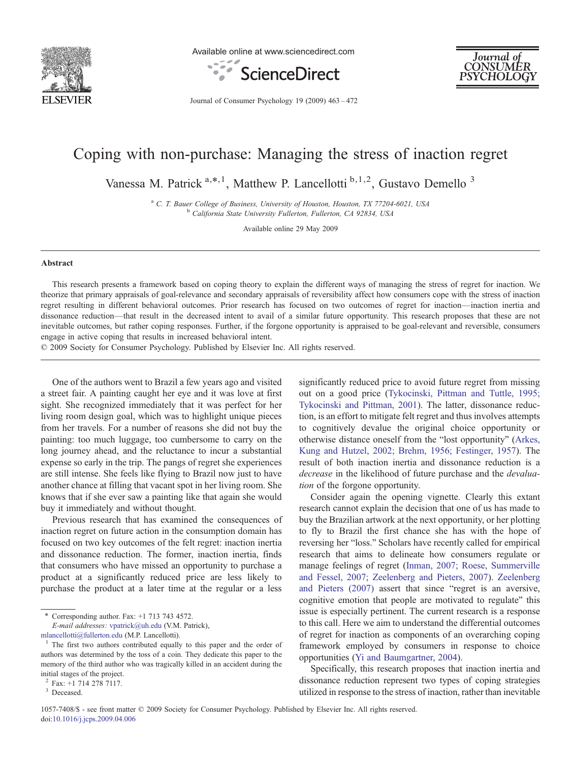# Coping with non-purchase: Managing the stress of inaction regret

Vanessa M. Patrick [a,*,1], Matthew P. Lancellotti [b,1,2], Gustavo Demello [3]

[a] C. T. Bauer College of Business, University of Houston, Houston, TX 77204-6021, USA
[b] California State University Fullerton, Fullerton, CA 92834, USA

Available online 29 May 2009

## Abstract

This research presents a framework based on coping theory to explain the different ways of managing the stress of regret for inaction. We theorize that primary appraisals of goal-relevance and secondary appraisals of reversibility affect how consumers cope with the stress of inaction regret resulting in different behavioral outcomes. Prior research has focused on two outcomes of regret for inaction—inaction inertia and dissonance reduction—that result in the decreased intent to avail of a similar future opportunity. This research proposes that these are not inevitable outcomes, but rather coping responses. Further, if the forgone opportunity is appraised to be goal-relevant and reversible, consumers engage in active coping that results in increased behavioral intent.

© 2009 Society for Consumer Psychology. Published by Elsevier Inc. All rights reserved.

One of the authors went to Brazil a few years ago and visited a street fair. A painting caught her eye and it was love at first sight. She recognized immediately that it was perfect for her living room design goal, which was to highlight unique pieces from her travels. For a number of reasons she did not buy the painting: too much luggage, too cumbersome to carry on the long journey ahead, and the reluctance to incur a substantial expense so early in the trip. The pangs of regret she experiences are still intense. She feels like flying to Brazil now just to have another chance at filling that vacant spot in her living room. She knows that if she ever saw a painting like that again she would buy it immediately and without thought.

Previous research that has examined the consequences of inaction regret on future action in the consumption domain has focused on two key outcomes of the felt regret: inaction inertia and dissonance reduction. The former, inaction inertia, finds that consumers who have missed an opportunity to purchase a product at a significantly reduced price are less likely to purchase the product at a later time at the regular or a less significantly reduced price to avoid future regret from missing out on a good price (Tykocinski, Pittman and Tuttle, 1995; Tykocinski and Pittman, 2001). The latter, dissonance reduction, is an effort to mitigate felt regret and thus involves attempts to cognitively devalue the original choice opportunity or otherwise distance oneself from the "lost opportunity" (Arkes, Kung and Hutzel, 2002; Brehm, 1956; Festinger, 1957). The result of both inaction inertia and dissonance reduction is a *decrease* in the likelihood of future purchase and the *devaluation* of the forgone opportunity.

Consider again the opening vignette. Clearly this extant research cannot explain the decision that one of us has made to buy the Brazilian artwork at the next opportunity, or her plotting to fly to Brazil the first chance she has with the hope of reversing her "loss." Scholars have recently called for empirical research that aims to delineate how consumers regulate or manage feelings of regret (Inman, 2007; Roese, Summerville and Fessel, 2007; Zeelenberg and Pieters, 2007). Zeelenberg and Pieters (2007) assert that since "regret is an aversive, cognitive emotion that people are motivated to regulate" this issue is especially pertinent. The current research is a response to this call. Here we aim to understand the differential outcomes of regret for inaction as components of an overarching coping framework employed by consumers in response to choice opportunities (Yi and Baumgartner, 2004).

Specifically, this research proposes that inaction inertia and dissonance reduction represent two types of coping strategies utilized in response to the stress of inaction, rather than inevitable

---

* Corresponding author. Fax: +1 713 743 4572.
E-mail addresses: vpatrick@uh.edu (V.M. Patrick), mlancellotti@fullerton.edu (M.P. Lancellotti).

[1] The first two authors contributed equally to this paper and the order of authors was determined by the toss of a coin. They dedicate this paper to the memory of the third author who was tragically killed in an accident during the initial stages of the project.

[2] Fax: +1 714 278 7117.

[3] Deceased.

1057-7408/$ - see front matter © 2009 Society for Consumer Psychology. Published by Elsevier Inc. All rights reserved.
doi:10.1016/j.jcps.2009.04.006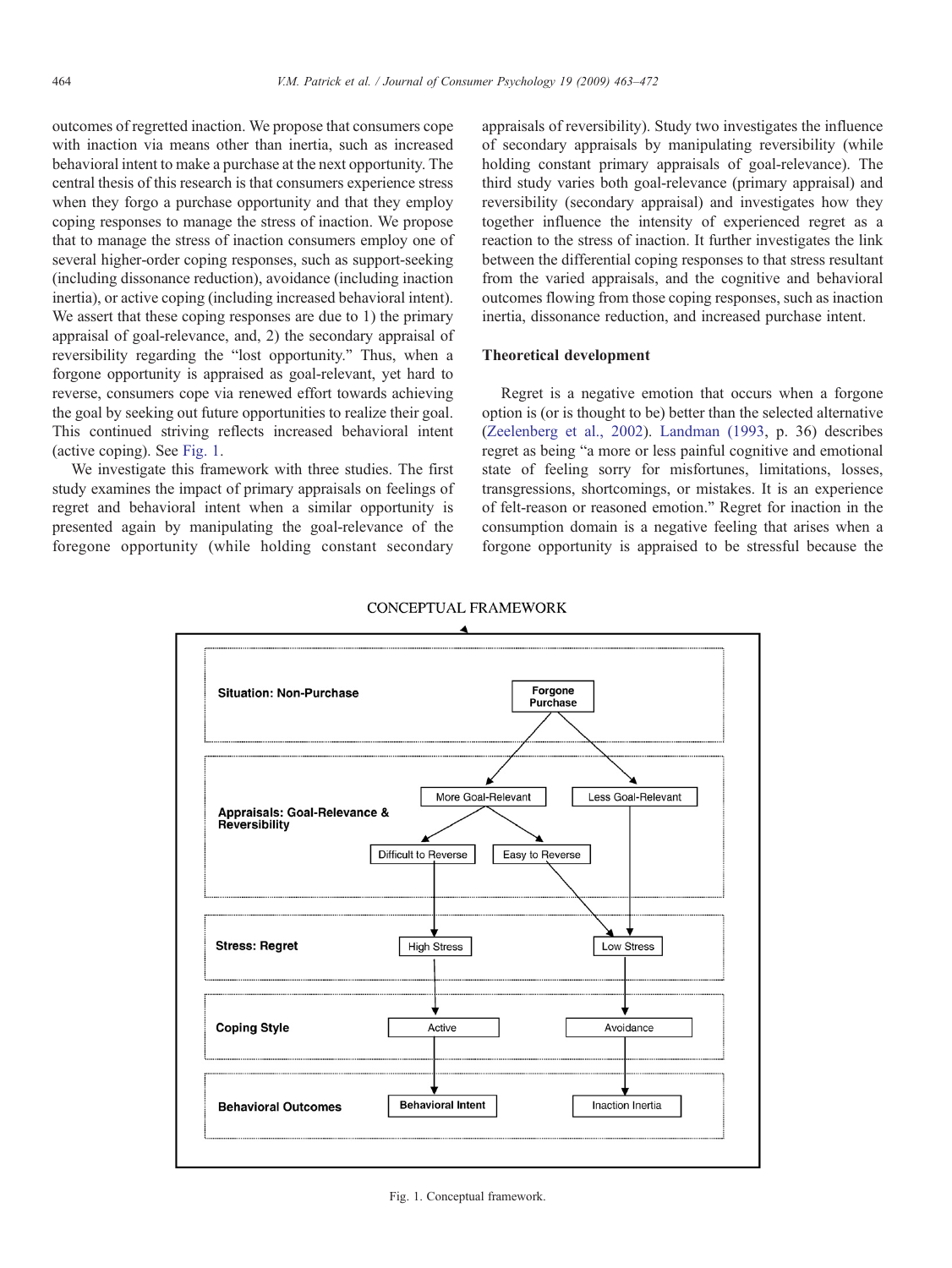outcomes of regretted inaction. We propose that consumers cope with inaction via means other than inertia, such as increased behavioral intent to make a purchase at the next opportunity. The central thesis of this research is that consumers experience stress when they forgo a purchase opportunity and that they employ coping responses to manage the stress of inaction. We propose that to manage the stress of inaction consumers employ one of several higher-order coping responses, such as support-seeking (including dissonance reduction), avoidance (including inaction inertia), or active coping (including increased behavioral intent). We assert that these coping responses are due to 1) the primary appraisal of goal-relevance, and, 2) the secondary appraisal of reversibility regarding the "lost opportunity." Thus, when a forgone opportunity is appraised as goal-relevant, yet hard to reverse, consumers cope via renewed effort towards achieving the goal by seeking out future opportunities to realize their goal. This continued striving reflects increased behavioral intent (active coping). See Fig. 1.

We investigate this framework with three studies. The first study examines the impact of primary appraisals on feelings of regret and behavioral intent when a similar opportunity is presented again by manipulating the goal-relevance of the foregone opportunity (while holding constant secondary appraisals of reversibility). Study two investigates the influence of secondary appraisals by manipulating reversibility (while holding constant primary appraisals of goal-relevance). The third study varies both goal-relevance (primary appraisal) and reversibility (secondary appraisal) and investigates how they together influence the intensity of experienced regret as a reaction to the stress of inaction. It further investigates the link between the differential coping responses to that stress resultant from the varied appraisals, and the cognitive and behavioral outcomes flowing from those coping responses, such as inaction inertia, dissonance reduction, and increased purchase intent.

## Theoretical development

Regret is a negative emotion that occurs when a forgone option is (or is thought to be) better than the selected alternative (Zeelenberg et al., 2002). Landman (1993, p. 36) describes regret as being "a more or less painful cognitive and emotional state of feeling sorry for misfortunes, limitations, losses, transgressions, shortcomings, or mistakes. It is an experience of felt-reason or reasoned emotion." Regret for inaction in the consumption domain is a negative feeling that arises when a forgone opportunity is appraised to be stressful because the

CONCEPTUAL FRAMEWORK

| Level | More Goal-Relevant path | Less Goal-Relevant path |
| --- | --- | --- |
| Situation: Non-Purchase | Forgone Purchase | Forgone Purchase |
| Appraisals: Goal-Relevance & Reversibility | More Goal-Relevant → Difficult to Reverse / Easy to Reverse | Less Goal-Relevant |
| Stress: Regret | High Stress (Difficult to Reverse) | Low Stress (Easy to Reverse; Less Goal-Relevant) |
| Coping Style | Active | Avoidance |
| Behavioral Outcomes | Behavioral Intent | Inaction Inertia |

Fig. 1. Conceptual framework.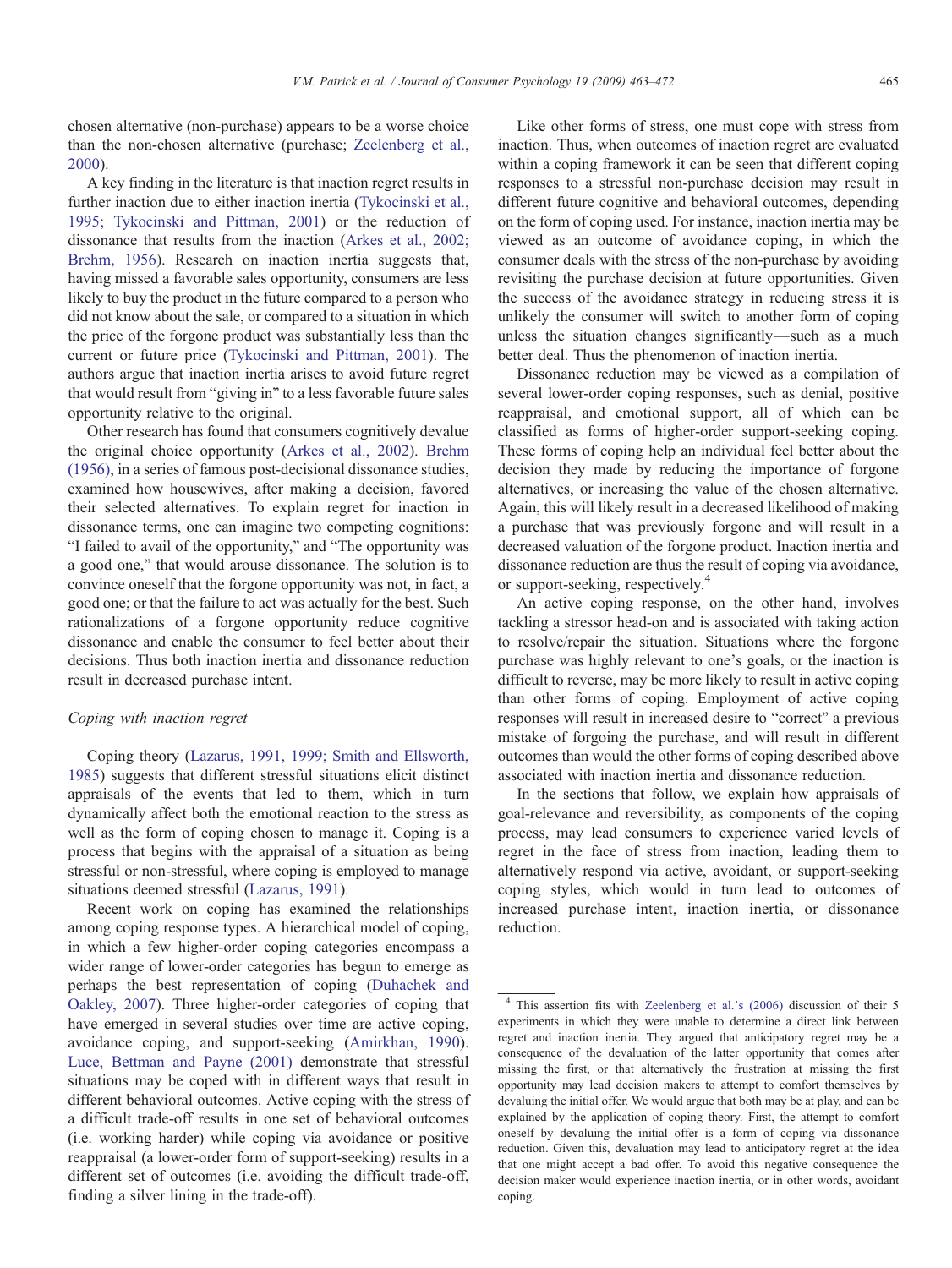chosen alternative (non-purchase) appears to be a worse choice than the non-chosen alternative (purchase; Zeelenberg et al., 2000).

A key finding in the literature is that inaction regret results in further inaction due to either inaction inertia (Tykocinski et al., 1995; Tykocinski and Pittman, 2001) or the reduction of dissonance that results from the inaction (Arkes et al., 2002; Brehm, 1956). Research on inaction inertia suggests that, having missed a favorable sales opportunity, consumers are less likely to buy the product in the future compared to a person who did not know about the sale, or compared to a situation in which the price of the forgone product was substantially less than the current or future price (Tykocinski and Pittman, 2001). The authors argue that inaction inertia arises to avoid future regret that would result from "giving in" to a less favorable future sales opportunity relative to the original.

Other research has found that consumers cognitively devalue the original choice opportunity (Arkes et al., 2002). Brehm (1956), in a series of famous post-decisional dissonance studies, examined how housewives, after making a decision, favored their selected alternatives. To explain regret for inaction in dissonance terms, one can imagine two competing cognitions: "I failed to avail of the opportunity," and "The opportunity was a good one," that would arouse dissonance. The solution is to convince oneself that the forgone opportunity was not, in fact, a good one; or that the failure to act was actually for the best. Such rationalizations of a forgone opportunity reduce cognitive dissonance and enable the consumer to feel better about their decisions. Thus both inaction inertia and dissonance reduction result in decreased purchase intent.

### Coping with inaction regret

Coping theory (Lazarus, 1991, 1999; Smith and Ellsworth, 1985) suggests that different stressful situations elicit distinct appraisals of the events that led to them, which in turn dynamically affect both the emotional reaction to the stress as well as the form of coping chosen to manage it. Coping is a process that begins with the appraisal of a situation as being stressful or non-stressful, where coping is employed to manage situations deemed stressful (Lazarus, 1991).

Recent work on coping has examined the relationships among coping response types. A hierarchical model of coping, in which a few higher-order coping categories encompass a wider range of lower-order categories has begun to emerge as perhaps the best representation of coping (Duhachek and Oakley, 2007). Three higher-order categories of coping that have emerged in several studies over time are active coping, avoidance coping, and support-seeking (Amirkhan, 1990). Luce, Bettman and Payne (2001) demonstrate that stressful situations may be coped with in different ways that result in different behavioral outcomes. Active coping with the stress of a difficult trade-off results in one set of behavioral outcomes (i.e. working harder) while coping via avoidance or positive reappraisal (a lower-order form of support-seeking) results in a different set of outcomes (i.e. avoiding the difficult trade-off, finding a silver lining in the trade-off).

Like other forms of stress, one must cope with stress from inaction. Thus, when outcomes of inaction regret are evaluated within a coping framework it can be seen that different coping responses to a stressful non-purchase decision may result in different future cognitive and behavioral outcomes, depending on the form of coping used. For instance, inaction inertia may be viewed as an outcome of avoidance coping, in which the consumer deals with the stress of the non-purchase by avoiding revisiting the purchase decision at future opportunities. Given the success of the avoidance strategy in reducing stress it is unlikely the consumer will switch to another form of coping unless the situation changes significantly—such as a much better deal. Thus the phenomenon of inaction inertia.

Dissonance reduction may be viewed as a compilation of several lower-order coping responses, such as denial, positive reappraisal, and emotional support, all of which can be classified as forms of higher-order support-seeking coping. These forms of coping help an individual feel better about the decision they made by reducing the importance of forgone alternatives, or increasing the value of the chosen alternative. Again, this will likely result in a decreased likelihood of making a purchase that was previously forgone and will result in a decreased valuation of the forgone product. Inaction inertia and dissonance reduction are thus the result of coping via avoidance, or support-seeking, respectively.[4]

An active coping response, on the other hand, involves tackling a stressor head-on and is associated with taking action to resolve/repair the situation. Situations where the forgone purchase was highly relevant to one's goals, or the inaction is difficult to reverse, may be more likely to result in active coping than other forms of coping. Employment of active coping responses will result in increased desire to "correct" a previous mistake of forgoing the purchase, and will result in different outcomes than would the other forms of coping described above associated with inaction inertia and dissonance reduction.

In the sections that follow, we explain how appraisals of goal-relevance and reversibility, as components of the coping process, may lead consumers to experience varied levels of regret in the face of stress from inaction, leading them to alternatively respond via active, avoidant, or support-seeking coping styles, which would in turn lead to outcomes of increased purchase intent, inaction inertia, or dissonance reduction.

---

[4] This assertion fits with Zeelenberg et al.'s (2006) discussion of their 5 experiments in which they were unable to determine a direct link between regret and inaction inertia. They argued that anticipatory regret may be a consequence of the devaluation of the latter opportunity that comes after missing the first, or that alternatively the frustration at missing the first opportunity may lead decision makers to attempt to comfort themselves by devaluing the initial offer. We would argue that both may be at play, and can be explained by the application of coping theory. First, the attempt to comfort oneself by devaluing the initial offer is a form of coping via dissonance reduction. Given this, devaluation may lead to anticipatory regret at the idea that one might accept a bad offer. To avoid this negative consequence the decision maker would experience inaction inertia, or in other words, avoidant coping.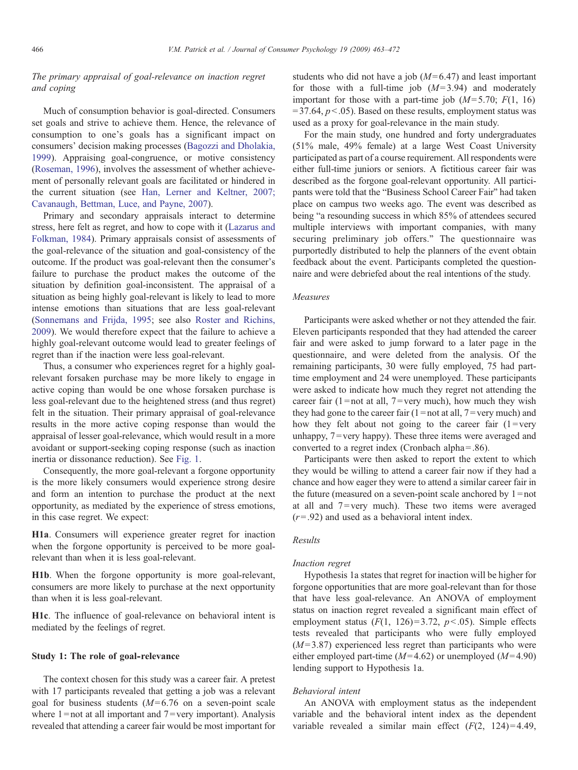*The primary appraisal of goal-relevance on inaction regret and coping*

Much of consumption behavior is goal-directed. Consumers set goals and strive to achieve them. Hence, the relevance of consumption to one's goals has a significant impact on consumers' decision making processes (Bagozzi and Dholakia, 1999). Appraising goal-congruence, or motive consistency (Roseman, 1996), involves the assessment of whether achievement of personally relevant goals are facilitated or hindered in the current situation (see Han, Lerner and Keltner, 2007; Cavanaugh, Bettman, Luce, and Payne, 2007).

Primary and secondary appraisals interact to determine stress, here felt as regret, and how to cope with it (Lazarus and Folkman, 1984). Primary appraisals consist of assessments of the goal-relevance of the situation and goal-consistency of the outcome. If the product was goal-relevant then the consumer's failure to purchase the product makes the outcome of the situation by definition goal-inconsistent. The appraisal of a situation as being highly goal-relevant is likely to lead to more intense emotions than situations that are less goal-relevant (Sonnemans and Frijda, 1995; see also Roster and Richins, 2009). We would therefore expect that the failure to achieve a highly goal-relevant outcome would lead to greater feelings of regret than if the inaction were less goal-relevant.

Thus, a consumer who experiences regret for a highly goal-relevant forsaken purchase may be more likely to engage in active coping than would be one whose forsaken purchase is less goal-relevant due to the heightened stress (and thus regret) felt in the situation. Their primary appraisal of goal-relevance results in the more active coping response than would the appraisal of lesser goal-relevance, which would result in a more avoidant or support-seeking coping response (such as inaction inertia or dissonance reduction). See Fig. 1.

Consequently, the more goal-relevant a forgone opportunity is the more likely consumers would experience strong desire and form an intention to purchase the product at the next opportunity, as mediated by the experience of stress emotions, in this case regret. We expect:

**H1a**. Consumers will experience greater regret for inaction when the forgone opportunity is perceived to be more goal-relevant than when it is less goal-relevant.

**H1b**. When the forgone opportunity is more goal-relevant, consumers are more likely to purchase at the next opportunity than when it is less goal-relevant.

**H1c**. The influence of goal-relevance on behavioral intent is mediated by the feelings of regret.

## Study 1: The role of goal-relevance

The context chosen for this study was a career fair. A pretest with 17 participants revealed that getting a job was a relevant goal for business students ($M=6.76$ on a seven-point scale where 1 = not at all important and 7 = very important). Analysis revealed that attending a career fair would be most important for students who did not have a job ($M=6.47$) and least important for those with a full-time job ($M=3.94$) and moderately important for those with a part-time job ($M=5.70$; $F(1, 16) = 37.64$, $p<.05$). Based on these results, employment status was used as a proxy for goal-relevance in the main study.

For the main study, one hundred and forty undergraduates (51% male, 49% female) at a large West Coast University participated as part of a course requirement. All respondents were either full-time juniors or seniors. A fictitious career fair was described as the forgone goal-relevant opportunity. All participants were told that the "Business School Career Fair" had taken place on campus two weeks ago. The event was described as being "a resounding success in which 85% of attendees secured multiple interviews with important companies, with many securing preliminary job offers." The questionnaire was purportedly distributed to help the planners of the event obtain feedback about the event. Participants completed the questionnaire and were debriefed about the real intentions of the study.

### *Measures*

Participants were asked whether or not they attended the fair. Eleven participants responded that they had attended the career fair and were asked to jump forward to a later page in the questionnaire, and were deleted from the analysis. Of the remaining participants, 30 were fully employed, 75 had part-time employment and 24 were unemployed. These participants were asked to indicate how much they regret not attending the career fair (1 = not at all, 7 = very much), how much they wish they had gone to the career fair (1 = not at all, 7 = very much) and how they felt about not going to the career fair (1 = very unhappy, 7 = very happy). These three items were averaged and converted to a regret index (Cronbach alpha = .86).

Participants were then asked to report the extent to which they would be willing to attend a career fair now if they had a chance and how eager they were to attend a similar career fair in the future (measured on a seven-point scale anchored by 1 = not at all and 7 = very much). These two items were averaged ($r=.92$) and used as a behavioral intent index.

### *Results*

*Inaction regret*

Hypothesis 1a states that regret for inaction will be higher for forgone opportunities that are more goal-relevant than for those that have less goal-relevance. An ANOVA of employment status on inaction regret revealed a significant main effect of employment status ($F(1, 126) = 3.72$, $p<.05$). Simple effects tests revealed that participants who were fully employed ($M=3.87$) experienced less regret than participants who were either employed part-time ($M=4.62$) or unemployed ($M=4.90$) lending support to Hypothesis 1a.

*Behavioral intent*

An ANOVA with employment status as the independent variable and the behavioral intent index as the dependent variable revealed a similar main effect ($F(2, 124) = 4.49$,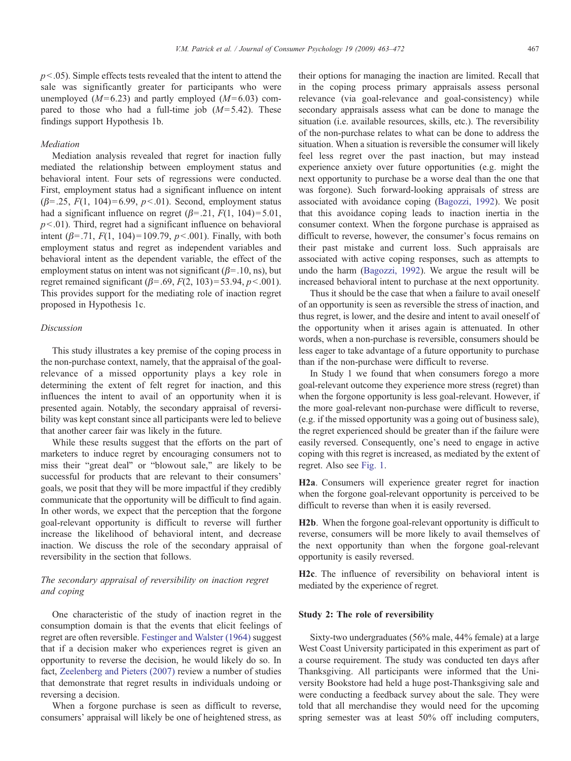$p < .05$). Simple effects tests revealed that the intent to attend the sale was significantly greater for participants who were unemployed ($M = 6.23$) and partly employed ($M = 6.03$) compared to those who had a full-time job ($M = 5.42$). These findings support Hypothesis 1b.

### *Mediation*

Mediation analysis revealed that regret for inaction fully mediated the relationship between employment status and behavioral intent. Four sets of regressions were conducted. First, employment status had a significant influence on intent ($\beta = .25$, $F(1, 104) = 6.99$, $p < .01$). Second, employment status had a significant influence on regret ($\beta = .21$, $F(1, 104) = 5.01$, $p < .01$). Third, regret had a significant influence on behavioral intent ($\beta = .71$, $F(1, 104) = 109.79$, $p < .001$). Finally, with both employment status and regret as independent variables and behavioral intent as the dependent variable, the effect of the employment status on intent was not significant ($\beta = .10$, ns), but regret remained significant ($\beta = .69$, $F(2, 103) = 53.94$, $p < .001$). This provides support for the mediating role of inaction regret proposed in Hypothesis 1c.

### *Discussion*

This study illustrates a key premise of the coping process in the non-purchase context, namely, that the appraisal of the goal-relevance of a missed opportunity plays a key role in determining the extent of felt regret for inaction, and this influences the intent to avail of an opportunity when it is presented again. Notably, the secondary appraisal of reversibility was kept constant since all participants were led to believe that another career fair was likely in the future.

While these results suggest that the efforts on the part of marketers to induce regret by encouraging consumers not to miss their "great deal" or "blowout sale," are likely to be successful for products that are relevant to their consumers' goals, we posit that they will be more impactful if they credibly communicate that the opportunity will be difficult to find again. In other words, we expect that the perception that the forgone goal-relevant opportunity is difficult to reverse will further increase the likelihood of behavioral intent, and decrease inaction. We discuss the role of the secondary appraisal of reversibility in the section that follows.

## *The secondary appraisal of reversibility on inaction regret and coping*

One characteristic of the study of inaction regret in the consumption domain is that the events that elicit feelings of regret are often reversible. Festinger and Walster (1964) suggest that if a decision maker who experiences regret is given an opportunity to reverse the decision, he would likely do so. In fact, Zeelenberg and Pieters (2007) review a number of studies that demonstrate that regret results in individuals undoing or reversing a decision.

When a forgone purchase is seen as difficult to reverse, consumers' appraisal will likely be one of heightened stress, as their options for managing the inaction are limited. Recall that in the coping process primary appraisals assess personal relevance (via goal-relevance and goal-consistency) while secondary appraisals assess what can be done to manage the situation (i.e. available resources, skills, etc.). The reversibility of the non-purchase relates to what can be done to address the situation. When a situation is reversible the consumer will likely feel less regret over the past inaction, but may instead experience anxiety over future opportunities (e.g. might the next opportunity to purchase be a worse deal than the one that was forgone). Such forward-looking appraisals of stress are associated with avoidance coping (Bagozzi, 1992). We posit that this avoidance coping leads to inaction inertia in the consumer context. When the forgone purchase is appraised as difficult to reverse, however, the consumer's focus remains on their past mistake and current loss. Such appraisals are associated with active coping responses, such as attempts to undo the harm (Bagozzi, 1992). We argue the result will be increased behavioral intent to purchase at the next opportunity.

Thus it should be the case that when a failure to avail oneself of an opportunity is seen as reversible the stress of inaction, and thus regret, is lower, and the desire and intent to avail oneself of the opportunity when it arises again is attenuated. In other words, when a non-purchase is reversible, consumers should be less eager to take advantage of a future opportunity to purchase than if the non-purchase were difficult to reverse.

In Study 1 we found that when consumers forego a more goal-relevant outcome they experience more stress (regret) than when the forgone opportunity is less goal-relevant. However, if the more goal-relevant non-purchase were difficult to reverse, (e.g. if the missed opportunity was a going out of business sale), the regret experienced should be greater than if the failure were easily reversed. Consequently, one's need to engage in active coping with this regret is increased, as mediated by the extent of regret. Also see Fig. 1.

**H2a**. Consumers will experience greater regret for inaction when the forgone goal-relevant opportunity is perceived to be difficult to reverse than when it is easily reversed.

**H2b**. When the forgone goal-relevant opportunity is difficult to reverse, consumers will be more likely to avail themselves of the next opportunity than when the forgone goal-relevant opportunity is easily reversed.

**H2c**. The influence of reversibility on behavioral intent is mediated by the experience of regret.

## Study 2: The role of reversibility

Sixty-two undergraduates (56% male, 44% female) at a large West Coast University participated in this experiment as part of a course requirement. The study was conducted ten days after Thanksgiving. All participants were informed that the University Bookstore had held a huge post-Thanksgiving sale and were conducting a feedback survey about the sale. They were told that all merchandise they would need for the upcoming spring semester was at least 50% off including computers,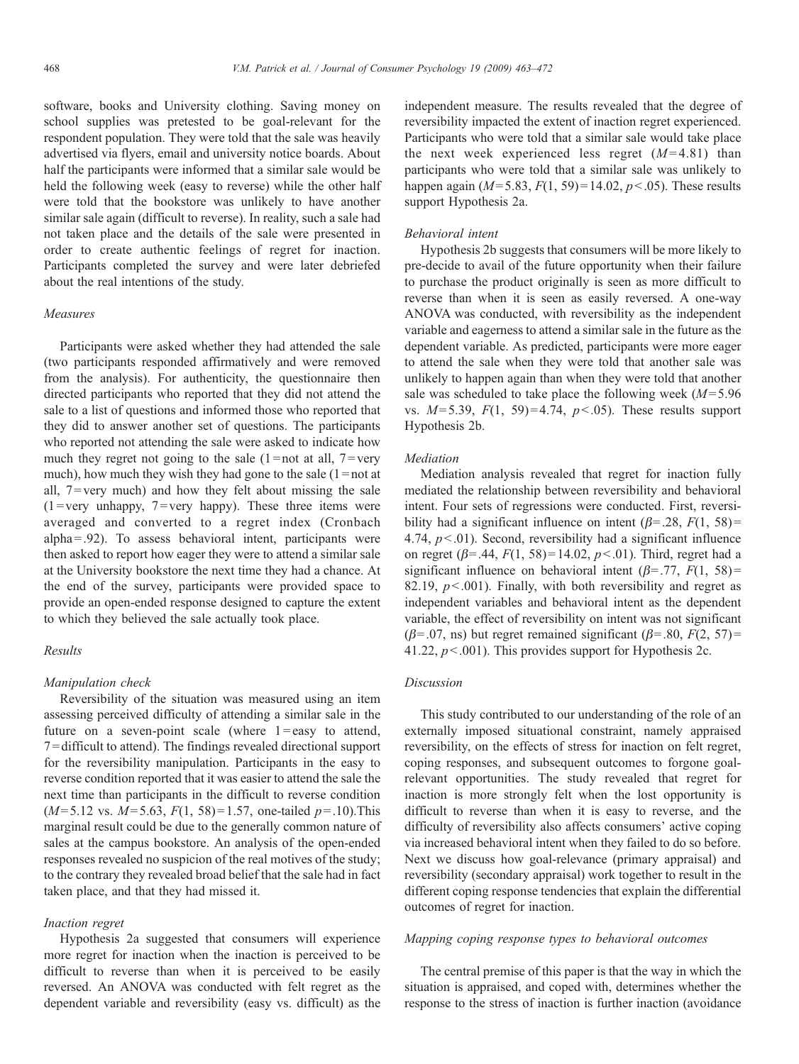software, books and University clothing. Saving money on school supplies was pretested to be goal-relevant for the respondent population. They were told that the sale was heavily advertised via flyers, email and university notice boards. About half the participants were informed that a similar sale would be held the following week (easy to reverse) while the other half were told that the bookstore was unlikely to have another similar sale again (difficult to reverse). In reality, such a sale had not taken place and the details of the sale were presented in order to create authentic feelings of regret for inaction. Participants completed the survey and were later debriefed about the real intentions of the study.

### *Measures*

Participants were asked whether they had attended the sale (two participants responded affirmatively and were removed from the analysis). For authenticity, the questionnaire then directed participants who reported that they did not attend the sale to a list of questions and informed those who reported that they did to answer another set of questions. The participants who reported not attending the sale were asked to indicate how much they regret not going to the sale (1 = not at all, 7 = very much), how much they wish they had gone to the sale (1 = not at all, 7 = very much) and how they felt about missing the sale (1 = very unhappy, 7 = very happy). These three items were averaged and converted to a regret index (Cronbach alpha = .92). To assess behavioral intent, participants were then asked to report how eager they were to attend a similar sale at the University bookstore the next time they had a chance. At the end of the survey, participants were provided space to provide an open-ended response designed to capture the extent to which they believed the sale actually took place.

### *Results*

#### *Manipulation check*

Reversibility of the situation was measured using an item assessing perceived difficulty of attending a similar sale in the future on a seven-point scale (where 1 = easy to attend, 7 = difficult to attend). The findings revealed directional support for the reversibility manipulation. Participants in the easy to reverse condition reported that it was easier to attend the sale the next time than participants in the difficult to reverse condition ($M = 5.12$ vs. $M = 5.63$, $F(1, 58) = 1.57$, one-tailed $p = .10$).This marginal result could be due to the generally common nature of sales at the campus bookstore. An analysis of the open-ended responses revealed no suspicion of the real motives of the study; to the contrary they revealed broad belief that the sale had in fact taken place, and that they had missed it.

#### *Inaction regret*

Hypothesis 2a suggested that consumers will experience more regret for inaction when the inaction is perceived to be difficult to reverse than when it is perceived to be easily reversed. An ANOVA was conducted with felt regret as the dependent variable and reversibility (easy vs. difficult) as the independent measure. The results revealed that the degree of reversibility impacted the extent of inaction regret experienced. Participants who were told that a similar sale would take place the next week experienced less regret ($M = 4.81$) than participants who were told that a similar sale was unlikely to happen again ($M = 5.83$, $F(1, 59) = 14.02$, $p < .05$). These results support Hypothesis 2a.

#### *Behavioral intent*

Hypothesis 2b suggests that consumers will be more likely to pre-decide to avail of the future opportunity when their failure to purchase the product originally is seen as more difficult to reverse than when it is seen as easily reversed. A one-way ANOVA was conducted, with reversibility as the independent variable and eagerness to attend a similar sale in the future as the dependent variable. As predicted, participants were more eager to attend the sale when they were told that another sale was unlikely to happen again than when they were told that another sale was scheduled to take place the following week ($M = 5.96$ vs. $M = 5.39$, $F(1, 59) = 4.74$, $p < .05$). These results support Hypothesis 2b.

#### *Mediation*

Mediation analysis revealed that regret for inaction fully mediated the relationship between reversibility and behavioral intent. Four sets of regressions were conducted. First, reversibility had a significant influence on intent ($\beta = .28$, $F(1, 58) = 4.74$, $p < .01$). Second, reversibility had a significant influence on regret ($\beta = .44$, $F(1, 58) = 14.02$, $p < .01$). Third, regret had a significant influence on behavioral intent ($\beta = .77$, $F(1, 58) = 82.19$, $p < .001$). Finally, with both reversibility and regret as independent variables and behavioral intent as the dependent variable, the effect of reversibility on intent was not significant ($\beta = .07$, ns) but regret remained significant ($\beta = .80$, $F(2, 57) = 41.22$, $p < .001$). This provides support for Hypothesis 2c.

### *Discussion*

This study contributed to our understanding of the role of an externally imposed situational constraint, namely appraised reversibility, on the effects of stress for inaction on felt regret, coping responses, and subsequent outcomes to forgone goal-relevant opportunities. The study revealed that regret for inaction is more strongly felt when the lost opportunity is difficult to reverse than when it is easy to reverse, and the difficulty of reversibility also affects consumers' active coping via increased behavioral intent when they failed to do so before. Next we discuss how goal-relevance (primary appraisal) and reversibility (secondary appraisal) work together to result in the different coping response tendencies that explain the differential outcomes of regret for inaction.

### *Mapping coping response types to behavioral outcomes*

The central premise of this paper is that the way in which the situation is appraised, and coped with, determines whether the response to the stress of inaction is further inaction (avoidance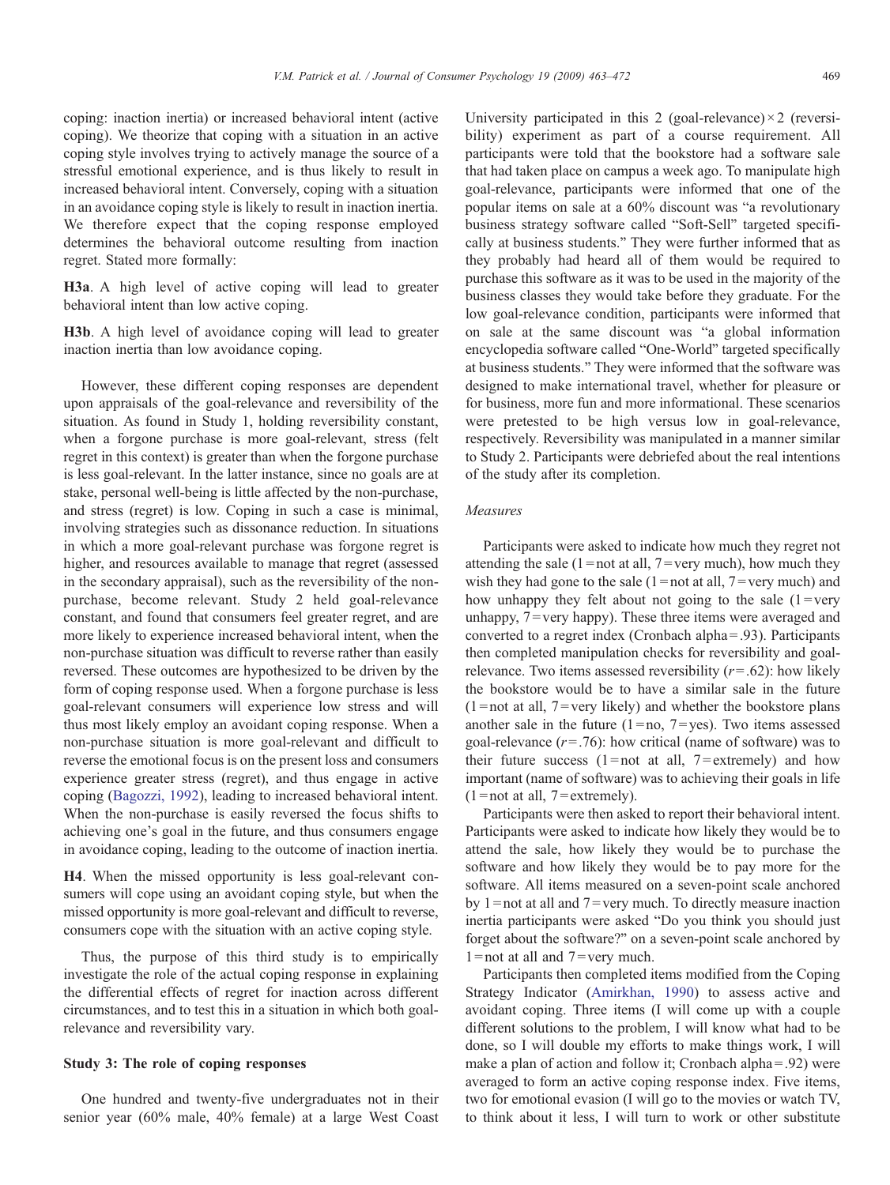coping: inaction inertia) or increased behavioral intent (active coping). We theorize that coping with a situation in an active coping style involves trying to actively manage the source of a stressful emotional experience, and is thus likely to result in increased behavioral intent. Conversely, coping with a situation in an avoidance coping style is likely to result in inaction inertia. We therefore expect that the coping response employed determines the behavioral outcome resulting from inaction regret. Stated more formally:

**H3a**. A high level of active coping will lead to greater behavioral intent than low active coping.

**H3b**. A high level of avoidance coping will lead to greater inaction inertia than low avoidance coping.

However, these different coping responses are dependent upon appraisals of the goal-relevance and reversibility of the situation. As found in Study 1, holding reversibility constant, when a forgone purchase is more goal-relevant, stress (felt regret in this context) is greater than when the forgone purchase is less goal-relevant. In the latter instance, since no goals are at stake, personal well-being is little affected by the non-purchase, and stress (regret) is low. Coping in such a case is minimal, involving strategies such as dissonance reduction. In situations in which a more goal-relevant purchase was forgone regret is higher, and resources available to manage that regret (assessed in the secondary appraisal), such as the reversibility of the non-purchase, become relevant. Study 2 held goal-relevance constant, and found that consumers feel greater regret, and are more likely to experience increased behavioral intent, when the non-purchase situation was difficult to reverse rather than easily reversed. These outcomes are hypothesized to be driven by the form of coping response used. When a forgone purchase is less goal-relevant consumers will experience low stress and will thus most likely employ an avoidant coping response. When a non-purchase situation is more goal-relevant and difficult to reverse the emotional focus is on the present loss and consumers experience greater stress (regret), and thus engage in active coping (Bagozzi, 1992), leading to increased behavioral intent. When the non-purchase is easily reversed the focus shifts to achieving one's goal in the future, and thus consumers engage in avoidance coping, leading to the outcome of inaction inertia.

**H4**. When the missed opportunity is less goal-relevant consumers will cope using an avoidant coping style, but when the missed opportunity is more goal-relevant and difficult to reverse, consumers cope with the situation with an active coping style.

Thus, the purpose of this third study is to empirically investigate the role of the actual coping response in explaining the differential effects of regret for inaction across different circumstances, and to test this in a situation in which both goal-relevance and reversibility vary.

## Study 3: The role of coping responses

One hundred and twenty-five undergraduates not in their senior year (60% male, 40% female) at a large West Coast University participated in this 2 (goal-relevance) × 2 (reversibility) experiment as part of a course requirement. All participants were told that the bookstore had a software sale that had taken place on campus a week ago. To manipulate high goal-relevance, participants were informed that one of the popular items on sale at a 60% discount was "a revolutionary business strategy software called "Soft-Sell" targeted specifically at business students." They were further informed that as they probably had heard all of them would be required to purchase this software as it was to be used in the majority of the business classes they would take before they graduate. For the low goal-relevance condition, participants were informed that on sale at the same discount was "a global information encyclopedia software called "One-World" targeted specifically at business students." They were informed that the software was designed to make international travel, whether for pleasure or for business, more fun and more informational. These scenarios were pretested to be high versus low in goal-relevance, respectively. Reversibility was manipulated in a manner similar to Study 2. Participants were debriefed about the real intentions of the study after its completion.

### *Measures*

Participants were asked to indicate how much they regret not attending the sale (1 = not at all, 7 = very much), how much they wish they had gone to the sale (1 = not at all, 7 = very much) and how unhappy they felt about not going to the sale (1 = very unhappy, 7 = very happy). These three items were averaged and converted to a regret index (Cronbach alpha = .93). Participants then completed manipulation checks for reversibility and goal-relevance. Two items assessed reversibility ($r = .62$): how likely the bookstore would be to have a similar sale in the future (1 = not at all, 7 = very likely) and whether the bookstore plans another sale in the future (1 = no, 7 = yes). Two items assessed goal-relevance ($r = .76$): how critical (name of software) was to their future success (1 = not at all, 7 = extremely) and how important (name of software) was to achieving their goals in life (1 = not at all, 7 = extremely).

Participants were then asked to report their behavioral intent. Participants were asked to indicate how likely they would be to attend the sale, how likely they would be to purchase the software and how likely they would be to pay more for the software. All items measured on a seven-point scale anchored by 1 = not at all and 7 = very much. To directly measure inaction inertia participants were asked "Do you think you should just forget about the software?" on a seven-point scale anchored by 1 = not at all and 7 = very much.

Participants then completed items modified from the Coping Strategy Indicator (Amirkhan, 1990) to assess active and avoidant coping. Three items (I will come up with a couple different solutions to the problem, I will know what had to be done, so I will double my efforts to make things work, I will make a plan of action and follow it; Cronbach alpha = .92) were averaged to form an active coping response index. Five items, two for emotional evasion (I will go to the movies or watch TV, to think about it less, I will turn to work or other substitute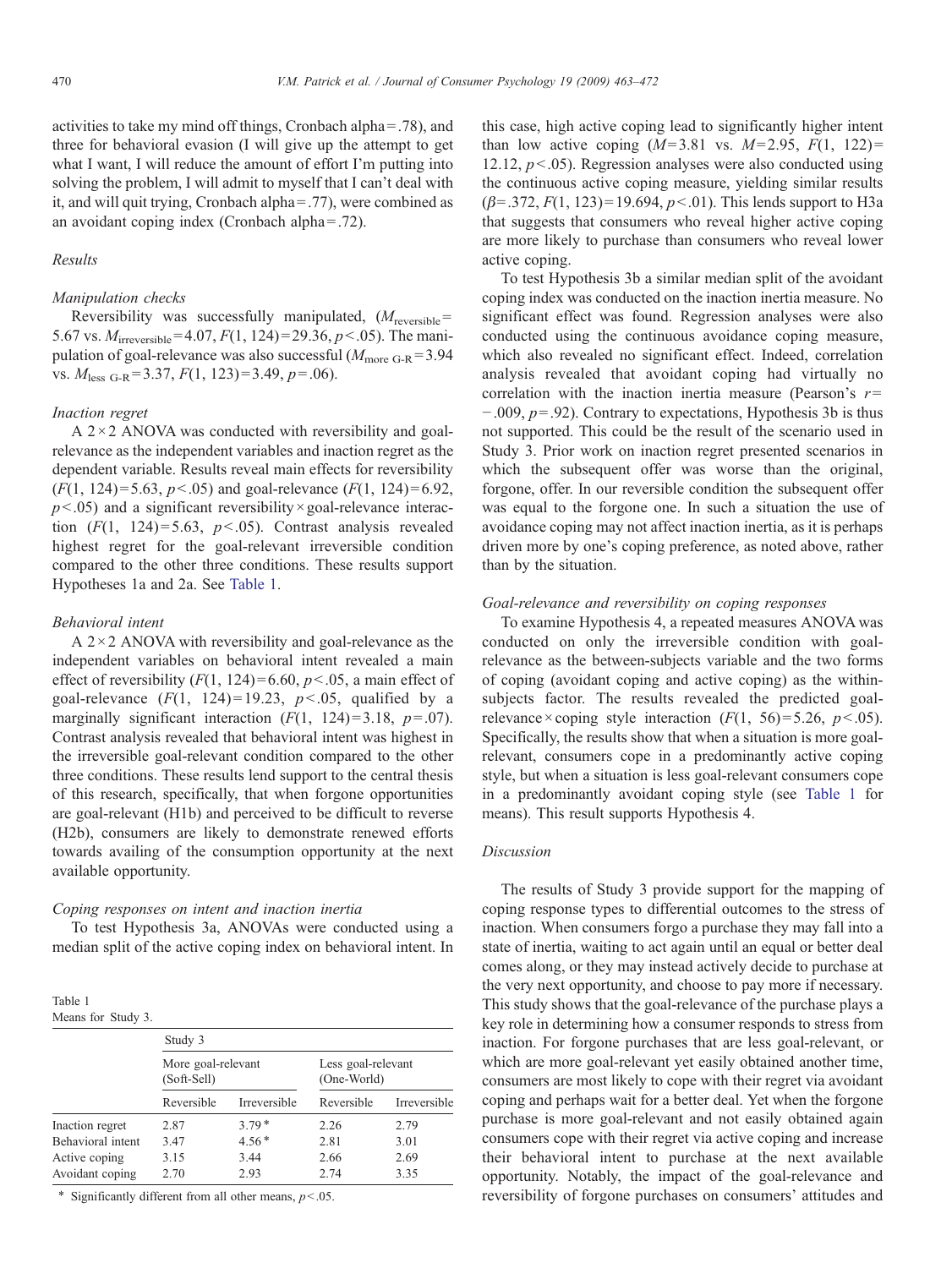activities to take my mind off things, Cronbach alpha = .78), and three for behavioral evasion (I will give up the attempt to get what I want, I will reduce the amount of effort I'm putting into solving the problem, I will admit to myself that I can't deal with it, and will quit trying, Cronbach alpha = .77), were combined as an avoidant coping index (Cronbach alpha = .72).

### Results

#### Manipulation checks

Reversibility was successfully manipulated, ($M_{\text{reversible}}$ = 5.67 vs. $M_{\text{irreversible}}$ = 4.07, $F(1, 124) = 29.36$, $p < .05$). The manipulation of goal-relevance was also successful ($M_{\text{more G-R}}$ = 3.94 vs. $M_{\text{less G-R}}$ = 3.37, $F(1, 123) = 3.49$, $p = .06$).

#### Inaction regret

A 2 × 2 ANOVA was conducted with reversibility and goal-relevance as the independent variables and inaction regret as the dependent variable. Results reveal main effects for reversibility ($F(1, 124) = 5.63$, $p < .05$) and goal-relevance ($F(1, 124) = 6.92$, $p < .05$) and a significant reversibility × goal-relevance interaction ($F(1, 124) = 5.63$, $p < .05$). Contrast analysis revealed highest regret for the goal-relevant irreversible condition compared to the other three conditions. These results support Hypotheses 1a and 2a. See Table 1.

#### Behavioral intent

A 2 × 2 ANOVA with reversibility and goal-relevance as the independent variables on behavioral intent revealed a main effect of reversibility ($F(1, 124) = 6.60$, $p < .05$, a main effect of goal-relevance ($F(1, 124) = 19.23$, $p < .05$, qualified by a marginally significant interaction ($F(1, 124) = 3.18$, $p = .07$). Contrast analysis revealed that behavioral intent was highest in the irreversible goal-relevant condition compared to the other three conditions. These results lend support to the central thesis of this research, specifically, that when forgone opportunities are goal-relevant (H1b) and perceived to be difficult to reverse (H2b), consumers are likely to demonstrate renewed efforts towards availing of the consumption opportunity at the next available opportunity.

#### Coping responses on intent and inaction inertia

To test Hypothesis 3a, ANOVAs were conducted using a median split of the active coping index on behavioral intent. In this case, high active coping lead to significantly higher intent than low active coping ($M = 3.81$ vs. $M = 2.95$, $F(1, 122) = 12.12$, $p < .05$). Regression analyses were also conducted using the continuous active coping measure, yielding similar results ($\beta = .372$, $F(1, 123) = 19.694$, $p < .01$). This lends support to H3a that suggests that consumers who reveal higher active coping are more likely to purchase than consumers who reveal lower active coping.

To test Hypothesis 3b a similar median split of the avoidant coping index was conducted on the inaction inertia measure. No significant effect was found. Regression analyses were also conducted using the continuous avoidance coping measure, which also revealed no significant effect. Indeed, correlation analysis revealed that avoidant coping had virtually no correlation with the inaction inertia measure (Pearson's $r = -.009$, $p = .92$). Contrary to expectations, Hypothesis 3b is thus not supported. This could be the result of the scenario used in Study 3. Prior work on inaction regret presented scenarios in which the subsequent offer was worse than the original, forgone, offer. In our reversible condition the subsequent offer was equal to the forgone one. In such a situation the use of avoidance coping may not affect inaction inertia, as it is perhaps driven more by one's coping preference, as noted above, rather than by the situation.

#### Goal-relevance and reversibility on coping responses

To examine Hypothesis 4, a repeated measures ANOVA was conducted on only the irreversible condition with goal-relevance as the between-subjects variable and the two forms of coping (avoidant coping and active coping) as the within-subjects factor. The results revealed the predicted goal-relevance × coping style interaction ($F(1, 56) = 5.26$, $p < .05$). Specifically, the results show that when a situation is more goal-relevant, consumers cope in a predominantly active coping style, but when a situation is less goal-relevant consumers cope in a predominantly avoidant coping style (see Table 1 for means). This result supports Hypothesis 4.

Table 1
Means for Study 3.

| | Study 3 | | | |
|---|---|---|---|---|
| | More goal-relevant (Soft-Sell) | | Less goal-relevant (One-World) | |
| | Reversible | Irreversible | Reversible | Irreversible |
| Inaction regret | 2.87 | 3.79 * | 2.26 | 2.79 |
| Behavioral intent | 3.47 | 4.56 * | 2.81 | 3.01 |
| Active coping | 3.15 | 3.44 | 2.66 | 2.69 |
| Avoidant coping | 2.70 | 2.93 | 2.74 | 3.35 |

\* Significantly different from all other means, $p < .05$.

### Discussion

The results of Study 3 provide support for the mapping of coping response types to differential outcomes to the stress of inaction. When consumers forgo a purchase they may fall into a state of inertia, waiting to act again until an equal or better deal comes along, or they may instead actively decide to purchase at the very next opportunity, and choose to pay more if necessary. This study shows that the goal-relevance of the purchase plays a key role in determining how a consumer responds to stress from inaction. For forgone purchases that are less goal-relevant, or which are more goal-relevant yet easily obtained another time, consumers are most likely to cope with their regret via avoidant coping and perhaps wait for a better deal. Yet when the forgone purchase is more goal-relevant and not easily obtained again consumers cope with their regret via active coping and increase their behavioral intent to purchase at the next available opportunity. Notably, the impact of the goal-relevance and reversibility of forgone purchases on consumers' attitudes and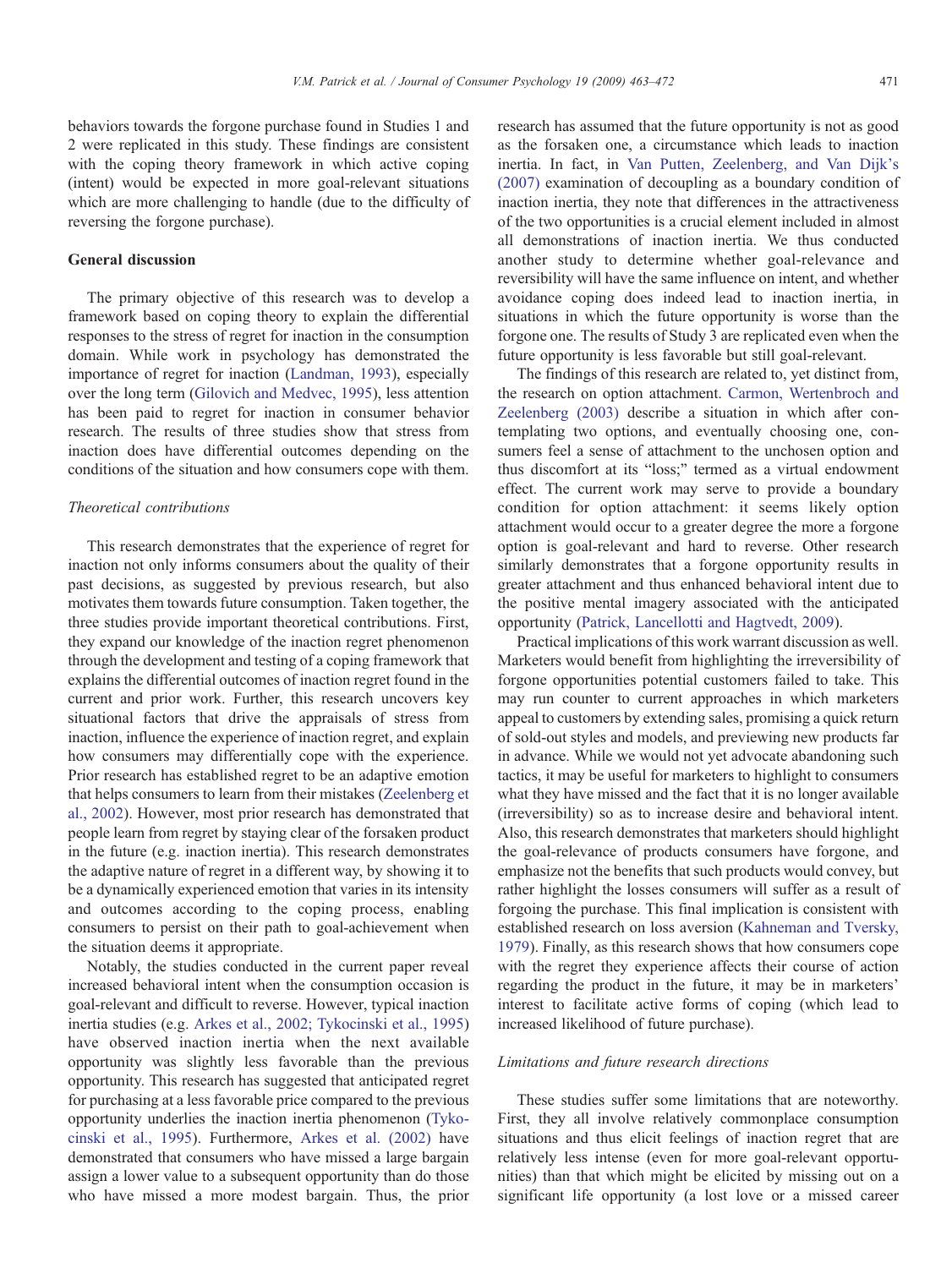behaviors towards the forgone purchase found in Studies 1 and 2 were replicated in this study. These findings are consistent with the coping theory framework in which active coping (intent) would be expected in more goal-relevant situations which are more challenging to handle (due to the difficulty of reversing the forgone purchase).

## General discussion

The primary objective of this research was to develop a framework based on coping theory to explain the differential responses to the stress of regret for inaction in the consumption domain. While work in psychology has demonstrated the importance of regret for inaction (Landman, 1993), especially over the long term (Gilovich and Medvec, 1995), less attention has been paid to regret for inaction in consumer behavior research. The results of three studies show that stress from inaction does have differential outcomes depending on the conditions of the situation and how consumers cope with them.

### *Theoretical contributions*

This research demonstrates that the experience of regret for inaction not only informs consumers about the quality of their past decisions, as suggested by previous research, but also motivates them towards future consumption. Taken together, the three studies provide important theoretical contributions. First, they expand our knowledge of the inaction regret phenomenon through the development and testing of a coping framework that explains the differential outcomes of inaction regret found in the current and prior work. Further, this research uncovers key situational factors that drive the appraisals of stress from inaction, influence the experience of inaction regret, and explain how consumers may differentially cope with the experience. Prior research has established regret to be an adaptive emotion that helps consumers to learn from their mistakes (Zeelenberg et al., 2002). However, most prior research has demonstrated that people learn from regret by staying clear of the forsaken product in the future (e.g. inaction inertia). This research demonstrates the adaptive nature of regret in a different way, by showing it to be a dynamically experienced emotion that varies in its intensity and outcomes according to the coping process, enabling consumers to persist on their path to goal-achievement when the situation deems it appropriate.

Notably, the studies conducted in the current paper reveal increased behavioral intent when the consumption occasion is goal-relevant and difficult to reverse. However, typical inaction inertia studies (e.g. Arkes et al., 2002; Tykocinski et al., 1995) have observed inaction inertia when the next available opportunity was slightly less favorable than the previous opportunity. This research has suggested that anticipated regret for purchasing at a less favorable price compared to the previous opportunity underlies the inaction inertia phenomenon (Tykocinski et al., 1995). Furthermore, Arkes et al. (2002) have demonstrated that consumers who have missed a large bargain assign a lower value to a subsequent opportunity than do those who have missed a more modest bargain. Thus, the prior research has assumed that the future opportunity is not as good as the forsaken one, a circumstance which leads to inaction inertia. In fact, in Van Putten, Zeelenberg, and Van Dijk's (2007) examination of decoupling as a boundary condition of inaction inertia, they note that differences in the attractiveness of the two opportunities is a crucial element included in almost all demonstrations of inaction inertia. We thus conducted another study to determine whether goal-relevance and reversibility will have the same influence on intent, and whether avoidance coping does indeed lead to inaction inertia, in situations in which the future opportunity is worse than the forgone one. The results of Study 3 are replicated even when the future opportunity is less favorable but still goal-relevant.

The findings of this research are related to, yet distinct from, the research on option attachment. Carmon, Wertenbroch and Zeelenberg (2003) describe a situation in which after contemplating two options, and eventually choosing one, consumers feel a sense of attachment to the unchosen option and thus discomfort at its "loss;" termed as a virtual endowment effect. The current work may serve to provide a boundary condition for option attachment: it seems likely option attachment would occur to a greater degree the more a forgone option is goal-relevant and hard to reverse. Other research similarly demonstrates that a forgone opportunity results in greater attachment and thus enhanced behavioral intent due to the positive mental imagery associated with the anticipated opportunity (Patrick, Lancellotti and Hagtvedt, 2009).

Practical implications of this work warrant discussion as well. Marketers would benefit from highlighting the irreversibility of forgone opportunities potential customers failed to take. This may run counter to current approaches in which marketers appeal to customers by extending sales, promising a quick return of sold-out styles and models, and previewing new products far in advance. While we would not yet advocate abandoning such tactics, it may be useful for marketers to highlight to consumers what they have missed and the fact that it is no longer available (irreversibility) so as to increase desire and behavioral intent. Also, this research demonstrates that marketers should highlight the goal-relevance of products consumers have forgone, and emphasize not the benefits that such products would convey, but rather highlight the losses consumers will suffer as a result of forgoing the purchase. This final implication is consistent with established research on loss aversion (Kahneman and Tversky, 1979). Finally, as this research shows that how consumers cope with the regret they experience affects their course of action regarding the product in the future, it may be in marketers' interest to facilitate active forms of coping (which lead to increased likelihood of future purchase).

### *Limitations and future research directions*

These studies suffer some limitations that are noteworthy. First, they all involve relatively commonplace consumption situations and thus elicit feelings of inaction regret that are relatively less intense (even for more goal-relevant opportunities) than that which might be elicited by missing out on a significant life opportunity (a lost love or a missed career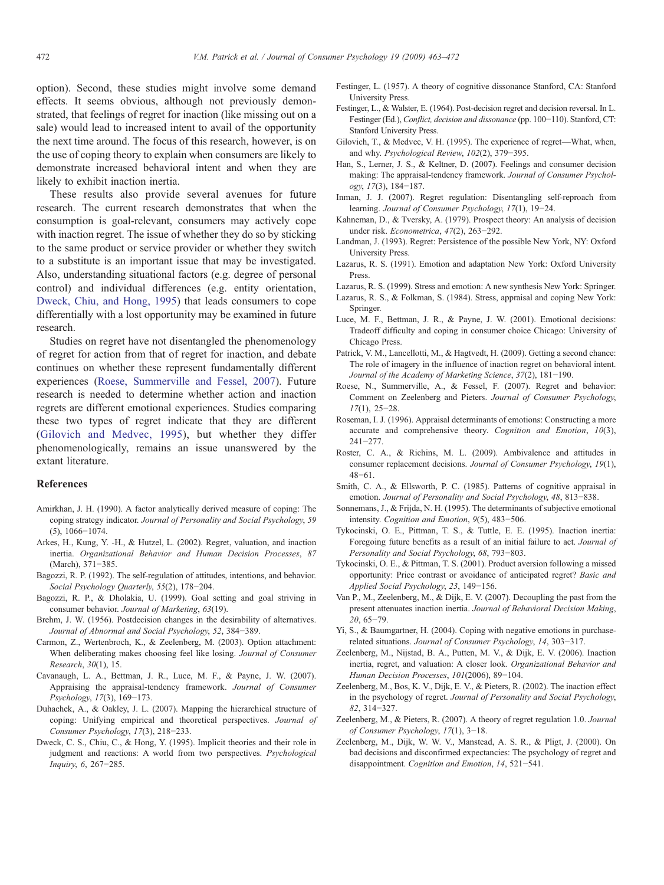option). Second, these studies might involve some demand effects. It seems obvious, although not previously demonstrated, that feelings of regret for inaction (like missing out on a sale) would lead to increased intent to avail of the opportunity the next time around. The focus of this research, however, is on the use of coping theory to explain when consumers are likely to demonstrate increased behavioral intent and when they are likely to exhibit inaction inertia.

These results also provide several avenues for future research. The current research demonstrates that when the consumption is goal-relevant, consumers may actively cope with inaction regret. The issue of whether they do so by sticking to the same product or service provider or whether they switch to a substitute is an important issue that may be investigated. Also, understanding situational factors (e.g. degree of personal control) and individual differences (e.g. entity orientation, Dweck, Chiu, and Hong, 1995) that leads consumers to cope differentially with a lost opportunity may be examined in future research.

Studies on regret have not disentangled the phenomenology of regret for action from that of regret for inaction, and debate continues on whether these represent fundamentally different experiences (Roese, Summerville and Fessel, 2007). Future research is needed to determine whether action and inaction regrets are different emotional experiences. Studies comparing these two types of regret indicate that they are different (Gilovich and Medvec, 1995), but whether they differ phenomenologically, remains an issue unanswered by the extant literature.

## References

Amirkhan, J. H. (1990). A factor analytically derived measure of coping: The coping strategy indicator. *Journal of Personality and Social Psychology*, *59* (5), 1066−1074.

Arkes, H., Kung, Y. -H., & Hutzel, L. (2002). Regret, valuation, and inaction inertia. *Organizational Behavior and Human Decision Processes*, *87* (March), 371−385.

Bagozzi, R. P. (1992). The self-regulation of attitudes, intentions, and behavior. *Social Psychology Quarterly*, *55*(2), 178−204.

Bagozzi, R. P., & Dholakia, U. (1999). Goal setting and goal striving in consumer behavior. *Journal of Marketing*, *63*(19).

Brehm, J. W. (1956). Postdecision changes in the desirability of alternatives. *Journal of Abnormal and Social Psychology*, *52*, 384−389.

Carmon, Z., Wertenbroch, K., & Zeelenberg, M. (2003). Option attachment: When deliberating makes choosing feel like losing. *Journal of Consumer Research*, *30*(1), 15.

Cavanaugh, L. A., Bettman, J. R., Luce, M. F., & Payne, J. W. (2007). Appraising the appraisal-tendency framework. *Journal of Consumer Psychology*, *17*(3), 169−173.

Duhachek, A., & Oakley, J. L. (2007). Mapping the hierarchical structure of coping: Unifying empirical and theoretical perspectives. *Journal of Consumer Psychology*, *17*(3), 218−233.

Dweck, C. S., Chiu, C., & Hong, Y. (1995). Implicit theories and their role in judgment and reactions: A world from two perspectives. *Psychological Inquiry*, *6*, 267−285.

Festinger, L. (1957). A theory of cognitive dissonance Stanford, CA: Stanford University Press.

Festinger, L., & Walster, E. (1964). Post-decision regret and decision reversal. In L. Festinger (Ed.), *Conflict, decision and dissonance* (pp. 100−110). Stanford, CT: Stanford University Press.

Gilovich, T., & Medvec, V. H. (1995). The experience of regret—What, when, and why. *Psychological Review*, *102*(2), 379−395.

Han, S., Lerner, J. S., & Keltner, D. (2007). Feelings and consumer decision making: The appraisal-tendency framework. *Journal of Consumer Psychology*, *17*(3), 184−187.

Inman, J. J. (2007). Regret regulation: Disentangling self-reproach from learning. *Journal of Consumer Psychology*, *17*(1), 19−24.

Kahneman, D., & Tversky, A. (1979). Prospect theory: An analysis of decision under risk. *Econometrica*, *47*(2), 263−292.

Landman, J. (1993). Regret: Persistence of the possible New York, NY: Oxford University Press.

Lazarus, R. S. (1991). Emotion and adaptation New York: Oxford University Press.

Lazarus, R. S. (1999). Stress and emotion: A new synthesis New York: Springer.

Lazarus, R. S., & Folkman, S. (1984). Stress, appraisal and coping New York: Springer.

Luce, M. F., Bettman, J. R., & Payne, J. W. (2001). Emotional decisions: Tradeoff difficulty and coping in consumer choice Chicago: University of Chicago Press.

Patrick, V. M., Lancellotti, M., & Hagtvedt, H. (2009). Getting a second chance: The role of imagery in the influence of inaction regret on behavioral intent. *Journal of the Academy of Marketing Science*, *37*(2), 181−190.

Roese, N., Summerville, A., & Fessel, F. (2007). Regret and behavior: Comment on Zeelenberg and Pieters. *Journal of Consumer Psychology*, *17*(1), 25−28.

Roseman, I. J. (1996). Appraisal determinants of emotions: Constructing a more accurate and comprehensive theory. *Cognition and Emotion*, *10*(3), 241−277.

Roster, C. A., & Richins, M. L. (2009). Ambivalence and attitudes in consumer replacement decisions. *Journal of Consumer Psychology*, *19*(1), 48−61.

Smith, C. A., & Ellsworth, P. C. (1985). Patterns of cognitive appraisal in emotion. *Journal of Personality and Social Psychology*, *48*, 813−838.

Sonnemans, J., & Frijda, N. H. (1995). The determinants of subjective emotional intensity. *Cognition and Emotion*, *9*(5), 483−506.

Tykocinski, O. E., Pittman, T. S., & Tuttle, E. E. (1995). Inaction inertia: Foregoing future benefits as a result of an initial failure to act. *Journal of Personality and Social Psychology*, *68*, 793−803.

Tykocinski, O. E., & Pittman, T. S. (2001). Product aversion following a missed opportunity: Price contrast or avoidance of anticipated regret? *Basic and Applied Social Psychology*, *23*, 149−156.

Van P., M., Zeelenberg, M., & Dijk, E. V. (2007). Decoupling the past from the present attenuates inaction inertia. *Journal of Behavioral Decision Making*, *20*, 65−79.

Yi, S., & Baumgartner, H. (2004). Coping with negative emotions in purchase-related situations. *Journal of Consumer Psychology*, *14*, 303−317.

Zeelenberg, M., Nijstad, B. A., Putten, M. V., & Dijk, E. V. (2006). Inaction inertia, regret, and valuation: A closer look. *Organizational Behavior and Human Decision Processes*, *101*(2006), 89−104.

Zeelenberg, M., Bos, K. V., Dijk, E. V., & Pieters, R. (2002). The inaction effect in the psychology of regret. *Journal of Personality and Social Psychology*, *82*, 314−327.

Zeelenberg, M., & Pieters, R. (2007). A theory of regret regulation 1.0. *Journal of Consumer Psychology*, *17*(1), 3−18.

Zeelenberg, M., Dijk, W. W. V., Manstead, A. S. R., & Pligt, J. (2000). On bad decisions and disconfirmed expectancies: The psychology of regret and disappointment. *Cognition and Emotion*, *14*, 521−541.